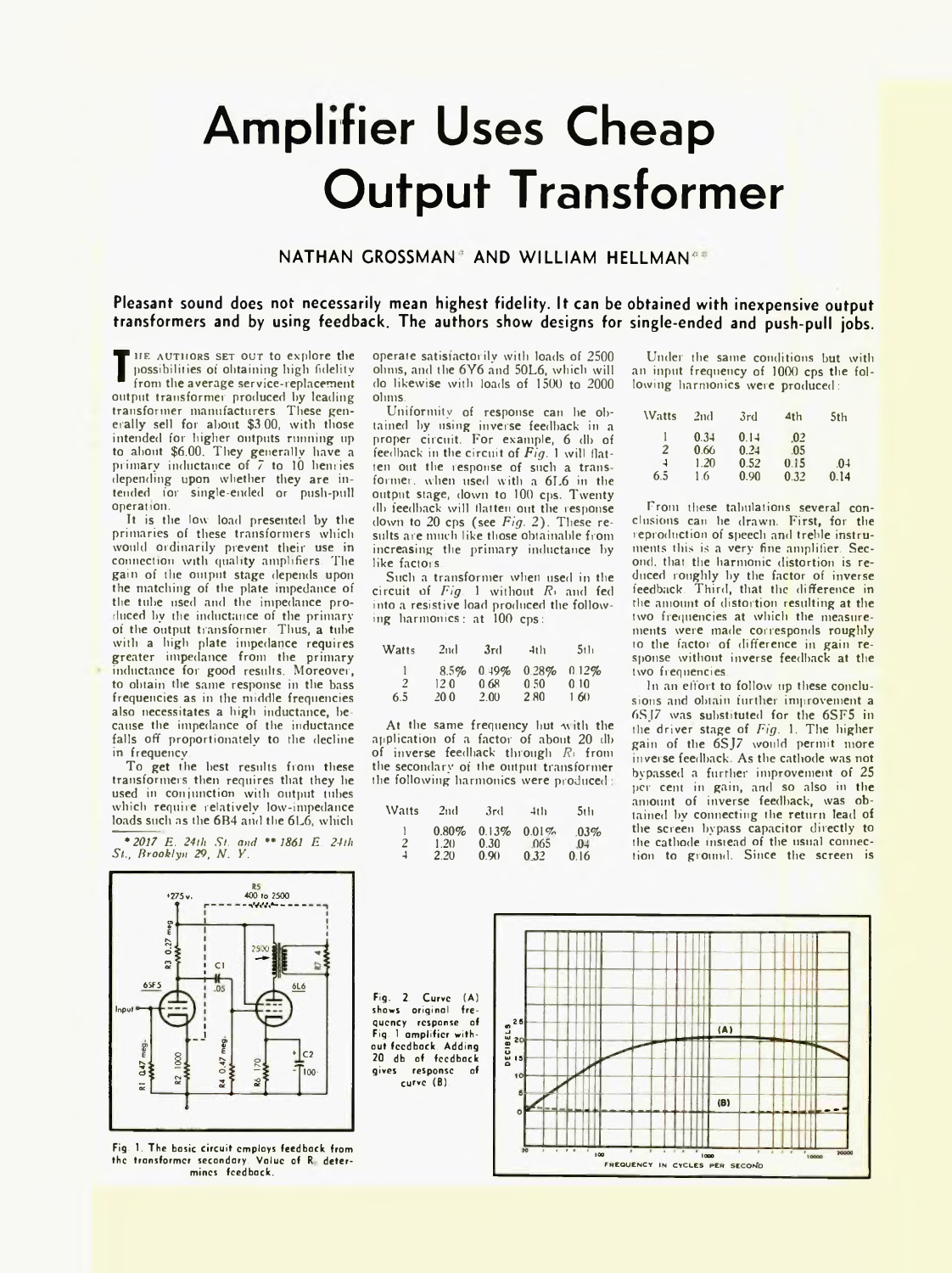# Amplifier Uses Cheap Output Transformer

NATHAN GROSSMAN* AND WILLIAM HELLMAN**

**Pleasant sound does not necessarily mean highest fidelity. It can be obtained with inexpensive output transformers and by using feedback. The authors show designs for single-ended and push-pull jobs.**

The authors set out to explore the possibilities of obtaining high fidelity from the average service-replacement output transformer produced by leading transformer manufacturers. These generally sell for about $3.00, with those intended for higher outputs running up to about $6.00. They generally have a primary inductance of 7 to 10 henries depending upon whether they are intended for single-ended or push-pull operation.

It is the low load presented by the primaries of these transformers which would ordinarily prevent their use in connection with quality amplifiers. The gain of the output stage depends upon the matching of the plate impedance of the tube used and the impedance produced by the inductance of the primary of the output transformer. Thus, a tube with a high plate impedance requires greater impedance from the primary inductance for good results. Moreover, to obtain the same response in the bass frequencies as in the middle frequencies also necessitates a high inductance, because the impedance of the inductance falls off proportionately to the decline in frequency.

To get the best results from these transformers then requires that they be used in conjunction with output tubes which require relatively low-impedance loads such as the 6B4 and the 6L6, which operate satisfactorily with loads of 2500 ohms, and the 6Y6 and 50L6, which will do likewise with loads of 1500 to 2000 ohms.

Uniformity of response can be obtained by using inverse feedback in a proper circuit. For example, 6 db of feedback in the circuit of *Fig.* 1 will flatten out the response of such a transformer, when used with a 6L6 in the output stage, down to 100 cps. Twenty db feedback will flatten out the response down to 20 cps (see *Fig.* 2). These results are much like those obtainable from increasing the primary inductance by like factors.

Such a transformer when used in the circuit of *Fig* 1 without $R_5$ and fed into a resistive load produced the following harmonics: at 100 cps:

| Watts | 2nd | 3rd | 4th | 5th |
|---|---|---|---|---|
| 1 | 8.5% | 0.49% | 0.28% | 0.12% |
| 2 | 12.0 | 0.68 | 0.50 | 0.10 |
| 6.5 | 20.0 | 2.00 | 2.80 | 1.60 |

At the same frequency but with the application of a factor of about 20 db of inverse feedback through $R_5$ from the secondary of the output transformer the following harmonics were produced:

| Watts | 2nd | 3rd | 4th | 5th |
|---|---|---|---|---|
| 1 | 0.80% | 0.13% | 0.01% | .03% |
| 2 | 1.20 | 0.30 | .065 | .04 |
| 4 | 2.20 | 0.90 | 0.32 | 0.16 |

Under the same conditions but with an input frequency of 1000 cps the following harmonics were produced:

| Watts | 2nd | 3rd | 4th | 5th |
|---|---|---|---|---|
| 1 | 0.34 | 0.14 | .02 | |
| 2 | 0.66 | 0.24 | .05 | |
| 4 | 1.20 | 0.52 | 0.15 | .04 |
| 6.5 | 1.6 | 0.90 | 0.32 | 0.14 |

From these tabulations several conclusions can be drawn. First, for the reproduction of speech and treble instruments this is a very fine amplifier. Second, that the harmonic distortion is reduced roughly by the factor of inverse feedback. Third, that the difference in the amount of distortion resulting at the two frequencies at which the measurements were made corresponds roughly to the factor of difference in gain response without inverse feedback at the two frequencies.

In an effort to follow up these conclusions and obtain further improvement a 6SJ7 was substituted for the 6SF5 in the driver stage of *Fig.* 1. The higher gain of the 6SJ7 would permit more inverse feedback. As the cathode was not bypassed a further improvement of 25 per cent in gain, and so also in the amount of inverse feedback, was obtained by connecting the return lead of the screen bypass capacitor directly to the cathode instead of the usual connection to ground. Since the screen is

\* *2017 E. 24th St.* and \*\* *1861 E. 24th St., Brooklyn 29, N. Y.*

Fig. 1. The basic circuit employs feedback from the transformer secondary. Value of $R_5$ determines feedback.

Fig. 2 Curve (A) shows original frequency response of Fig. 1 amplifier without feedback. Adding 20 db of feedback gives response of curve (B).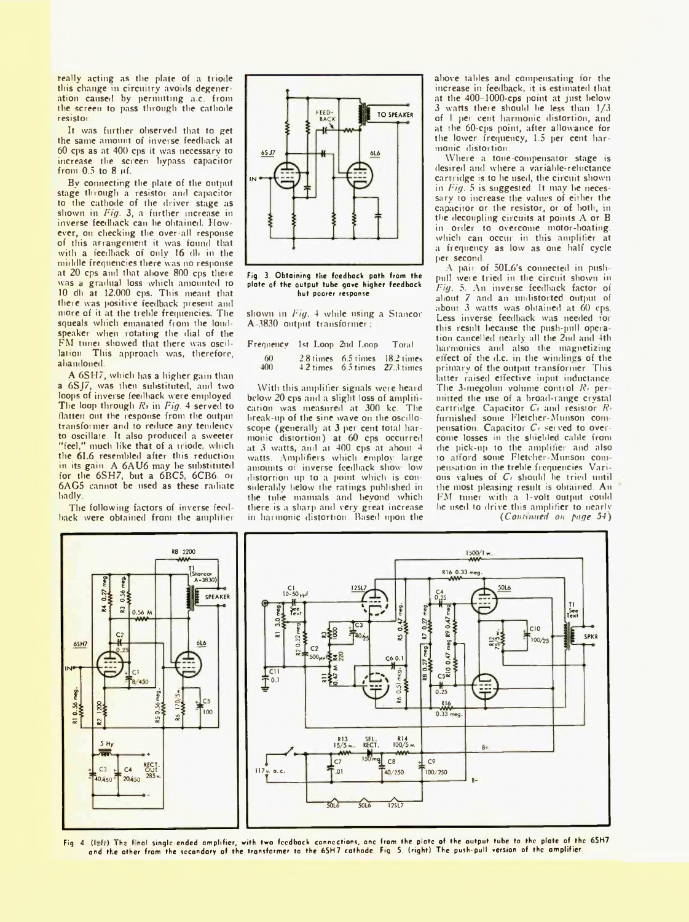really acting as the plate of a triode this change in circuitry avoids degeneration caused by permitting a.c. from the screen to pass through the cathode resistor.

It was further observed that to get the same amount of inverse feedback at 60 cps as at 400 cps it was necessary to increase the screen bypass capacitor from 0.5 to 8 µf.

By connecting the plate of the output stage through a resistor and capacitor to the cathode of the driver stage as shown in *Fig.* 3, a further increase in inverse feedback can be obtained. However, on checking the over-all response of this arrangement it was found that with a feedback of only 16 db in the middle frequencies there was no response at 20 cps and that above 800 cps there was a gradual loss which amounted to 10 db at 12,000 cps. This meant that there was positive feedback present and more of it at the treble frequencies. The squeals which emanated from the loudspeaker when rotating the dial of the FM tuner showed that there was oscillation. This approach was, therefore, abandoned.

A 6SH7, which has a higher gain than a 6SJ7, was then substituted, and two loops of inverse feedback were employed. The loop through $R_3$ in *Fig.* 4 served to flatten out the response from the output transformer and to reduce any tendency to oscillate. It also produced a sweeter "feel," much like that of a triode, which the 6L6 resembled after this reduction in its gain. A 6AU6 may be substituted for the 6SH7, but a 6BC5, 6CB6, or 6AG5 cannot be used as these radiate badly.

The following factors of inverse feedback were obtained from the amplifier

Fig. 3. Obtaining the feedback path from the plate of the output tube gave higher feedback but poorer response.

shown in *Fig.* 4 while using a Stancor A-3830 output transformer:

| Frequency | 1st Loop | 2nd Loop | Total |
|---|---|---|---|
| 60 | 2.8 times | 6.5 times | 18.2 times |
| 400 | 4.2 times | 6.5 times | 27.3 times |

With this amplifier signals were heard below 20 cps and a slight loss of amplification was measured at 300 kc. The break-up of the sine wave on the oscilloscope (generally at 3 per cent total harmonic distortion) at 60 cps occurred at 3 watts, and at 400 cps at about 4 watts. Amplifiers which employ large amounts of inverse feedback show low distortion up to a point which is considerably below the ratings published in the tube manuals and beyond which there is a sharp and very great increase in harmonic distortion. Based upon the above tables and compensating for the increase in feedback, it is estimated that at the 400–1000-cps point at just below 3 watts there should be less than 1/3 of 1 per cent harmonic distortion, and at the 60-cps point, after allowance for the lower frequency, 1.5 per cent harmonic distortion.

Where a tone-compensator stage is desired and where a variable-reluctance cartridge is to be used, the circuit shown in *Fig.* 5 is suggested. It may be necessary to increase the values of either the capacitor or the resistor, or of both, in the decoupling circuits at points A or B in order to overcome motor-boating, which can occur in this amplifier at a frequency as low as one half cycle per second.

A pair of 50L6's connected in push-pull were tried in the circuit shown in *Fig.* 5. An inverse feedback factor of about 7 and an undistorted output of about 3 watts was obtained at 60 cps. Less inverse feedback was needed for this result because the push-pull operation cancelled nearly all the 2nd and 4th harmonics and also the magnetizing effect of the d.c. in the windings of the primary of the output transformer. This latter raised effective input inductance. The 3-megohm volume control $R_1$ permitted the use of a broad-range crystal cartridge. Capacitor $C_1$ and resistor $R_2$ furnished some Fletcher-Munson compensation. Capacitor $C_1$ served to overcome losses in the shielded cable from the pick-up to the amplifier and also to afford some Fletcher-Munson compensation in the treble frequencies. Various values of $C_1$ should be tried until the most pleasing result is obtained. An FM tuner with a 1-volt output could be used to drive this amplifier to nearly

(*Continued on page 54*)

Fig. 4. (left) The final single-ended amplifier, with two feedback connections, one from the plate of the output tube to the plate of the 6SH7 and the other from the secondary of the transformer to the 6SH7 cathode. Fig. 5. (right) The push-pull version of the amplifier.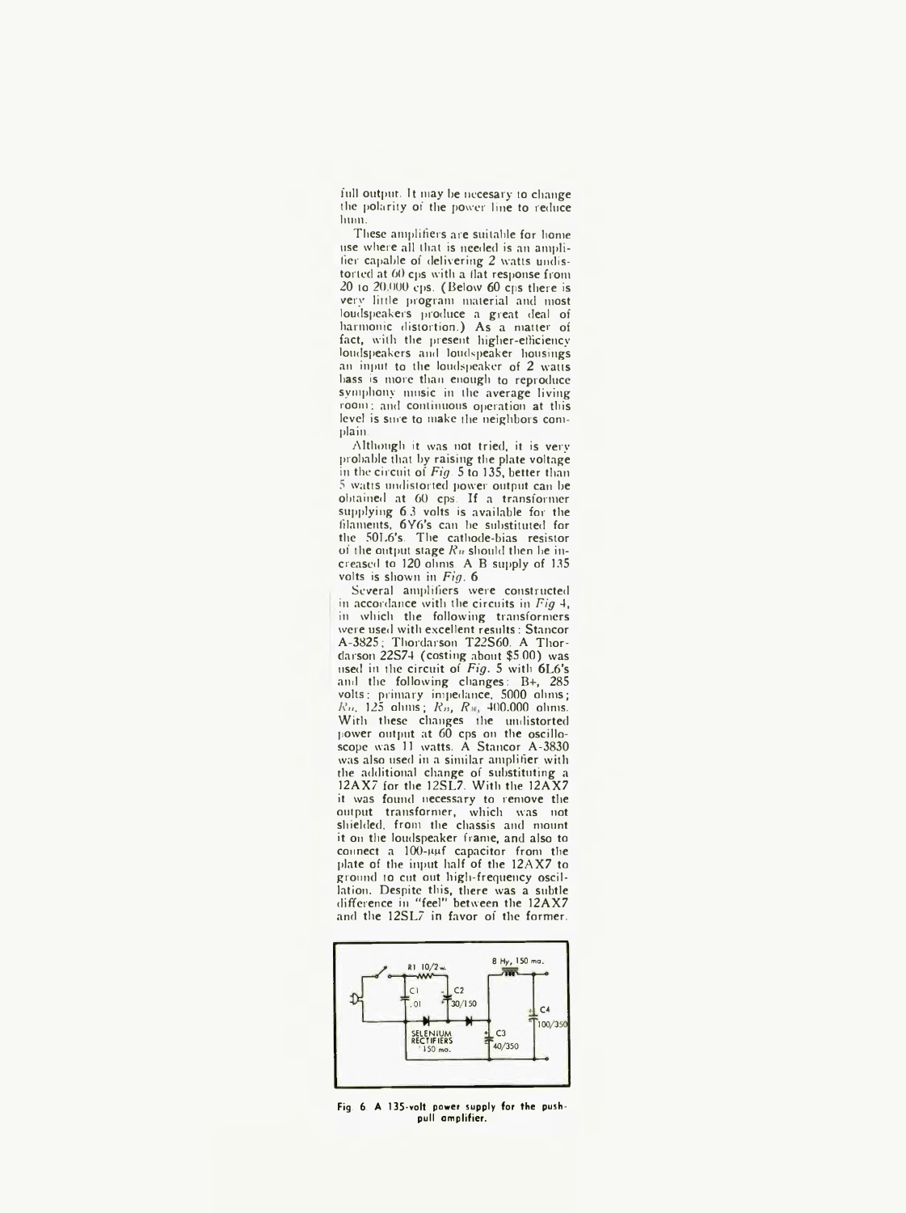full output. It may be necesary to change the polarity of the power line to reduce hum.

These amplifiers are suitable for home use where all that is needed is an amplifier capable of delivering 2 watts undistorted at 60 cps with a flat response from 20 to 20,000 cps. (Below 60 cps there is very little program material and most loudspeakers produce a great deal of harmonic distortion.) As a matter of fact, with the present higher-efficiency loudspeakers and loudspeaker housings an input to the loudspeaker of 2 watts bass is more than enough to reproduce symphony music in the average living room; and continuous operation at this level is sure to make the neighbors complain.

Although it was not tried, it is very probable that by raising the plate voltage in the circuit of *Fig.* 5 to 135, better than 5 watts undistorted power output can be obtained at 60 cps. If a transformer supplying 6.3 volts is available for the filaments, 6Y6's can be substituted for the 50L6's. The cathode-bias resistor of the output stage $R_{11}$ should then be increased to 120 ohms. A B supply of 135 volts is shown in *Fig.* 6.

Several amplifiers were constructed in accordance with the circuits in *Fig.* 4, in which the following transformers were used with excellent results: Stancor A-3825; Thordarson T22S60. A Thordarson 22S74 (costing about $5.00) was used in the circuit of *Fig.* 5 with 6L6's and the following changes: B+, 285 volts; primary impedance, 5000 ohms; $R_{11}$, 125 ohms; $R_{11}$, $R_{16}$, 400,000 ohms. With these changes the undistorted power output at 60 cps on the oscilloscope was 11 watts. A Stancor A-3830 was also used in a similar amplifier with the additional change of substituting a 12AX7 for the 12SL7. With the 12AX7 it was found necessary to remove the output transformer, which was not shielded, from the chassis and mount it on the loudspeaker frame, and also to connect a 100-μμf capacitor from the plate of the input half of the 12AX7 to ground to cut out high-frequency oscillation. Despite this, there was a subtle difference in "feel" between the 12AX7 and the 12SL7 in favor of the former.

R1 10/2 w.
8 Hy, 150 ma.
C1 .01
C2 30/150
C3 40/350
C4 100/350
SELENIUM RECTIFIERS 150 ma.

Fig. 6. A 135-volt power supply for the push-pull amplifier.